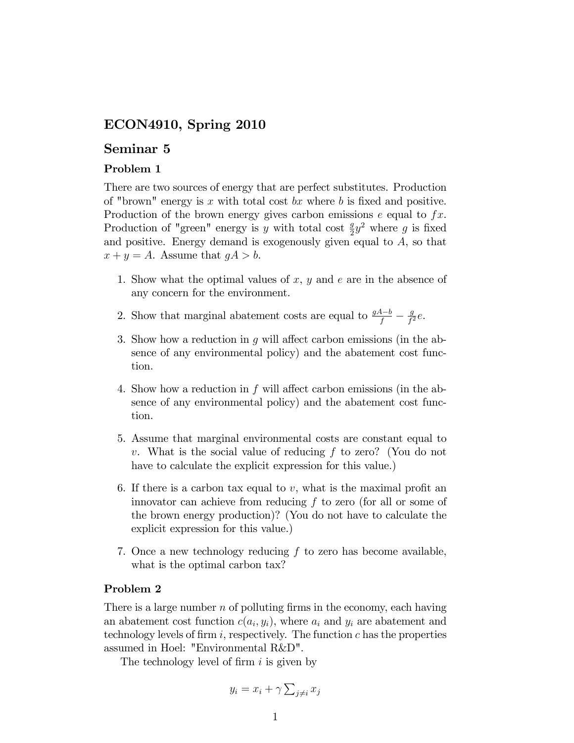# ECON4910, Spring 2010

## Seminar 5

### Problem 1

There are two sources of energy that are perfect substitutes. Production of "brown" energy is $x$ with total cost $bx$ where $b$ is fixed and positive. Production of the brown energy gives carbon emissions $e$ equal to $fx$. Production of "green" energy is $y$ with total cost $\frac{g}{2}y^2$ where $g$ is fixed and positive. Energy demand is exogenously given equal to $A$, so that $x + y = A$. Assume that $gA > b$.

1. Show what the optimal values of $x$, $y$ and $e$ are in the absence of any concern for the environment.

2. Show that marginal abatement costs are equal to $\frac{gA-b}{f} - \frac{g}{f^2}e$.

3. Show how a reduction in $g$ will affect carbon emissions (in the absence of any environmental policy) and the abatement cost function.

4. Show how a reduction in $f$ will affect carbon emissions (in the absence of any environmental policy) and the abatement cost function.

5. Assume that marginal environmental costs are constant equal to $v$. What is the social value of reducing $f$ to zero? (You do not have to calculate the explicit expression for this value.)

6. If there is a carbon tax equal to $v$, what is the maximal profit an innovator can achieve from reducing $f$ to zero (for all or some of the brown energy production)? (You do not have to calculate the explicit expression for this value.)

7. Once a new technology reducing $f$ to zero has become available, what is the optimal carbon tax?

### Problem 2

There is a large number $n$ of polluting firms in the economy, each having an abatement cost function $c(a_i, y_i)$, where $a_i$ and $y_i$ are abatement and technology levels of firm $i$, respectively. The function $c$ has the properties assumed in Hoel: "Environmental R&D".

The technology level of firm $i$ is given by

$$y_i = x_i + \gamma \sum_{j \neq i} x_j$$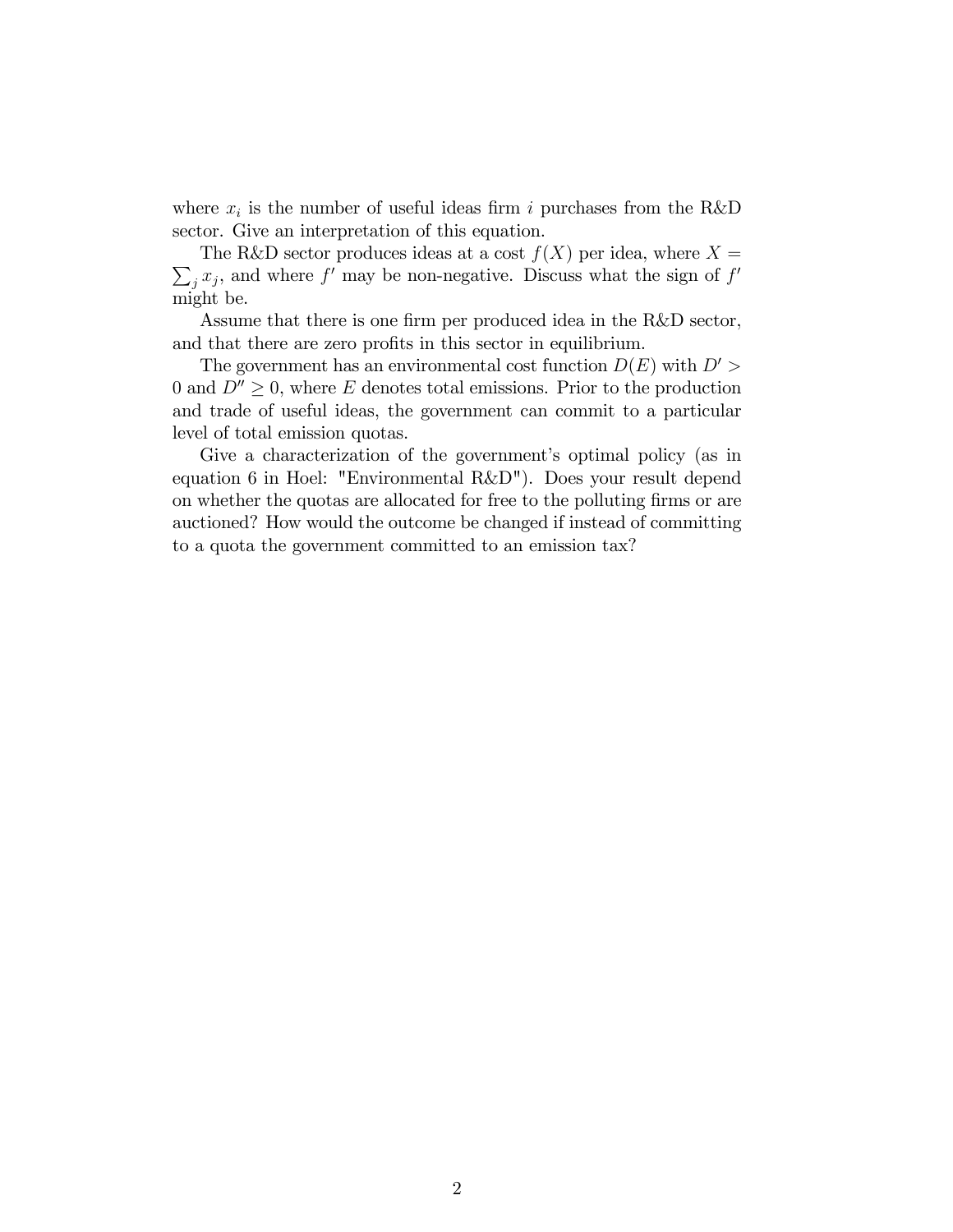where $x_i$ is the number of useful ideas firm $i$ purchases from the R&D sector. Give an interpretation of this equation.

The R&D sector produces ideas at a cost $f(X)$ per idea, where $X = \sum_j x_j$, and where $f'$ may be non-negative. Discuss what the sign of $f'$ might be.

Assume that there is one firm per produced idea in the R&D sector, and that there are zero profits in this sector in equilibrium.

The government has an environmental cost function $D(E)$ with $D' > 0$ and $D'' \geq 0$, where $E$ denotes total emissions. Prior to the production and trade of useful ideas, the government can commit to a particular level of total emission quotas.

Give a characterization of the government's optimal policy (as in equation 6 in Hoel: "Environmental R&D"). Does your result depend on whether the quotas are allocated for free to the polluting firms or are auctioned? How would the outcome be changed if instead of committing to a quota the government committed to an emission tax?